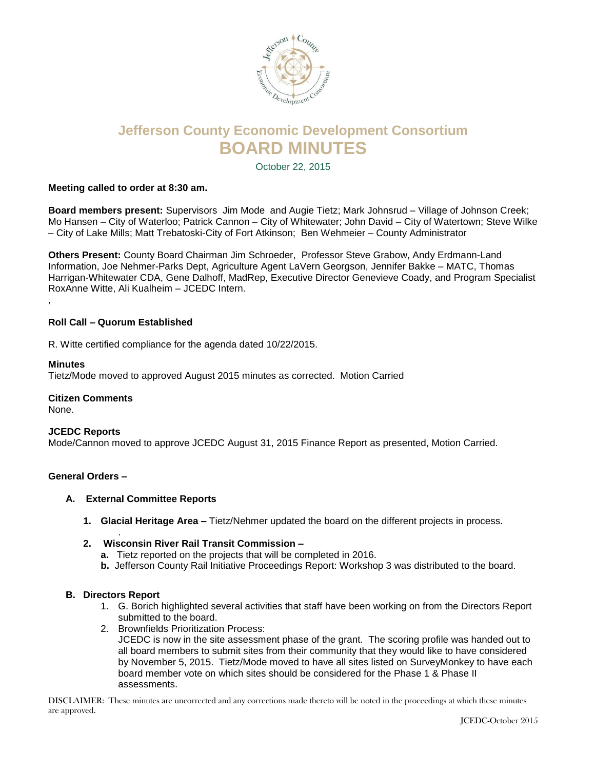# Jefferson County Economic Development Consortium

# BOARD MINUTES

October 22, 2015

**Meeting called to order at 8:30 am.**

**Board members present:** Supervisors Jim Mode and Augie Tietz; Mark Johnsrud – Village of Johnson Creek; Mo Hansen – City of Waterloo; Patrick Cannon – City of Whitewater; John David – City of Watertown; Steve Wilke – City of Lake Mills; Matt Trebatoski-City of Fort Atkinson; Ben Wehmeier – County Administrator

**Others Present:** County Board Chairman Jim Schroeder, Professor Steve Grabow, Andy Erdmann-Land Information, Joe Nehmer-Parks Dept, Agriculture Agent LaVern Georgson, Jennifer Bakke – MATC, Thomas Harrigan-Whitewater CDA, Gene Dalhoff, MadRep, Executive Director Genevieve Coady, and Program Specialist RoxAnne Witte, Ali Kualheim – JCEDC Intern.

,

**Roll Call – Quorum Established**

R. Witte certified compliance for the agenda dated 10/22/2015.

**Minutes**

Tietz/Mode moved to approved August 2015 minutes as corrected. Motion Carried

**Citizen Comments**

None.

**JCEDC Reports**

Mode/Cannon moved to approve JCEDC August 31, 2015 Finance Report as presented, Motion Carried.

**General Orders –**

**A. External Committee Reports**

1. **Glacial Heritage Area –** Tietz/Nehmer updated the board on the different projects in process.
   .
2. **Wisconsin River Rail Transit Commission –**
   - **a.** Tietz reported on the projects that will be completed in 2016.
   - **b.** Jefferson County Rail Initiative Proceedings Report: Workshop 3 was distributed to the board.

**B. Directors Report**

1. G. Borich highlighted several activities that staff have been working on from the Directors Report submitted to the board.
2. Brownfields Prioritization Process:
   JCEDC is now in the site assessment phase of the grant. The scoring profile was handed out to all board members to submit sites from their community that they would like to have considered by November 5, 2015. Tietz/Mode moved to have all sites listed on SurveyMonkey to have each board member vote on which sites should be considered for the Phase 1 & Phase II assessments.

DISCLAIMER: These minutes are uncorrected and any corrections made thereto will be noted in the proceedings at which these minutes are approved.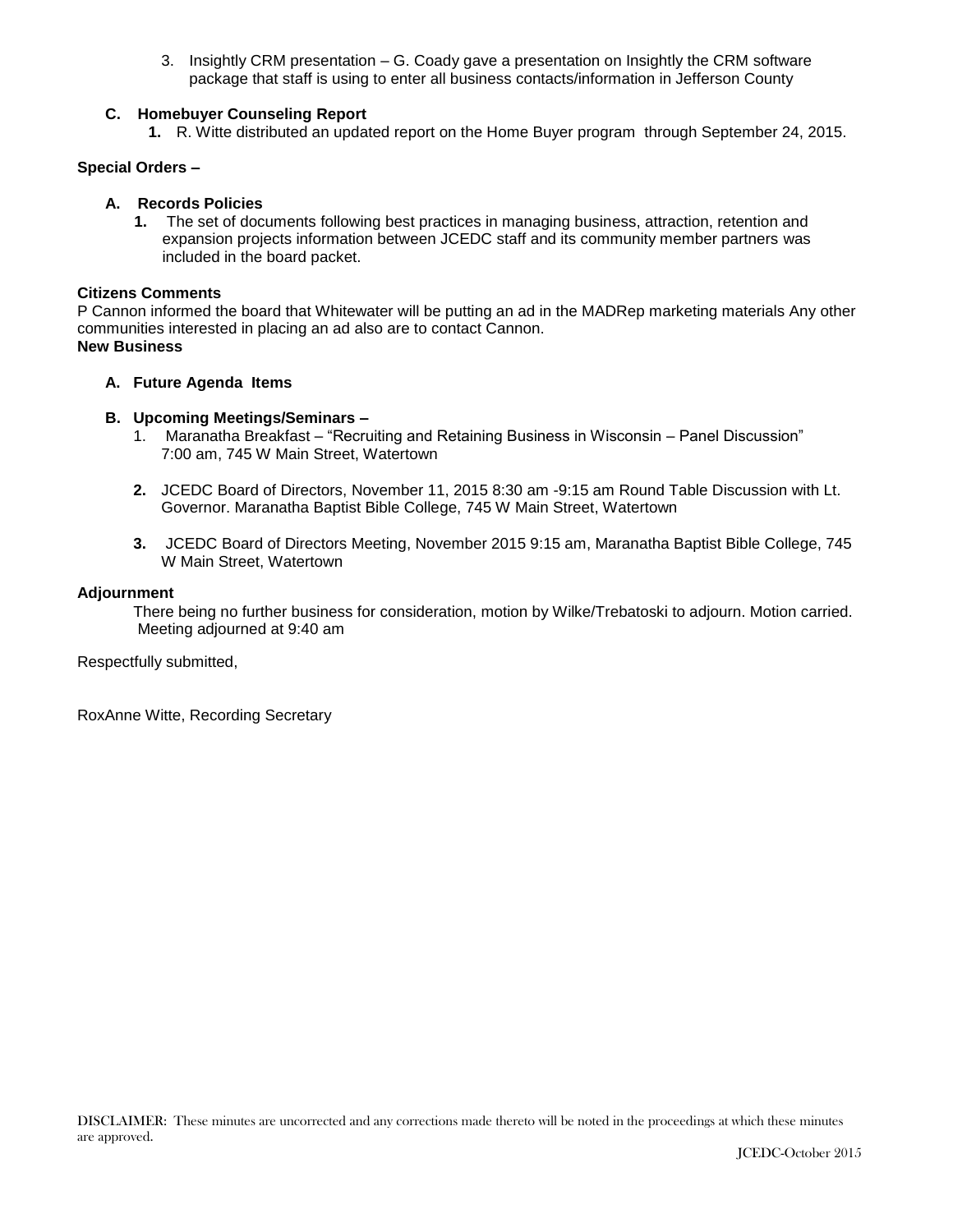3. Insightly CRM presentation – G. Coady gave a presentation on Insightly the CRM software package that staff is using to enter all business contacts/information in Jefferson County

**C. Homebuyer Counseling Report**

**1.** R. Witte distributed an updated report on the Home Buyer program through September 24, 2015.

**Special Orders –**

**A. Records Policies**

**1.** The set of documents following best practices in managing business, attraction, retention and expansion projects information between JCEDC staff and its community member partners was included in the board packet.

**Citizens Comments**

P Cannon informed the board that Whitewater will be putting an ad in the MADRep marketing materials Any other communities interested in placing an ad also are to contact Cannon.

**New Business**

**A. Future Agenda Items**

**B. Upcoming Meetings/Seminars –**

1. Maranatha Breakfast – "Recruiting and Retaining Business in Wisconsin – Panel Discussion" 7:00 am, 745 W Main Street, Watertown

**2.** JCEDC Board of Directors, November 11, 2015 8:30 am -9:15 am Round Table Discussion with Lt. Governor. Maranatha Baptist Bible College, 745 W Main Street, Watertown

**3.** JCEDC Board of Directors Meeting, November 2015 9:15 am, Maranatha Baptist Bible College, 745 W Main Street, Watertown

**Adjournment**

There being no further business for consideration, motion by Wilke/Trebatoski to adjourn. Motion carried. Meeting adjourned at 9:40 am

Respectfully submitted,

RoxAnne Witte, Recording Secretary

DISCLAIMER: These minutes are uncorrected and any corrections made thereto will be noted in the proceedings at which these minutes are approved.